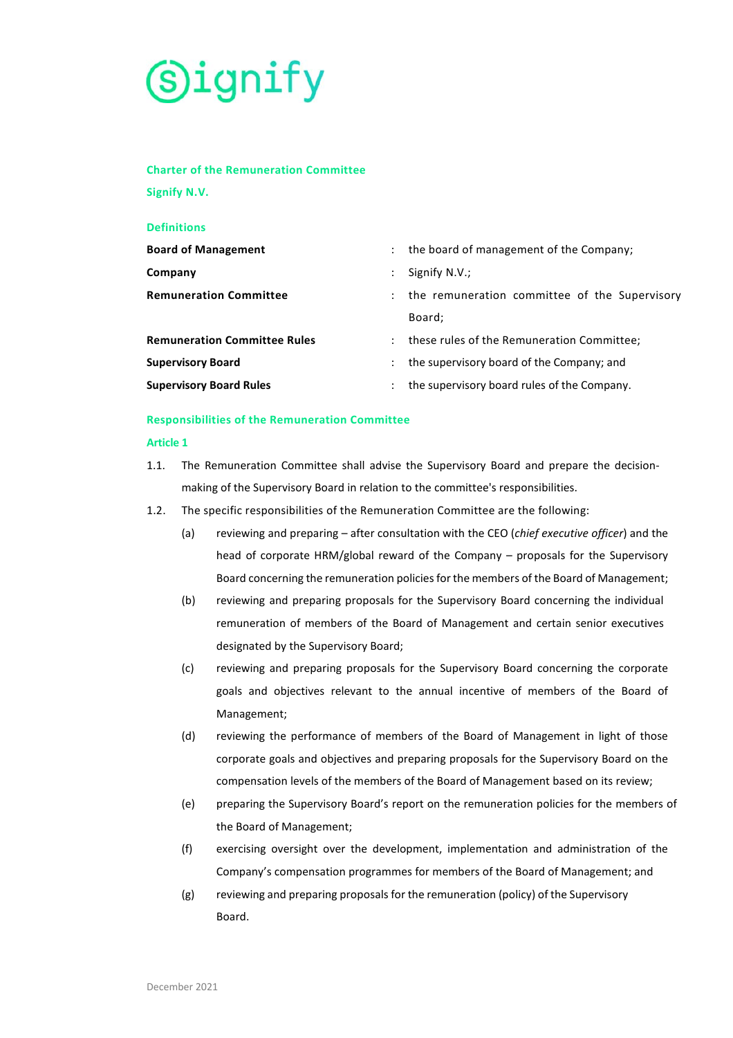Signify

# Charter of the Remuneration Committee

## Signify N.V.

### Definitions

| | |
|---|---|
| **Board of Management** | : the board of management of the Company; |
| **Company** | : Signify N.V.; |
| **Remuneration Committee** | : the remuneration committee of the Supervisory Board; |
| **Remuneration Committee Rules** | : these rules of the Remuneration Committee; |
| **Supervisory Board** | : the supervisory board of the Company; and |
| **Supervisory Board Rules** | : the supervisory board rules of the Company. |

### Responsibilities of the Remuneration Committee

#### Article 1

1.1. The Remuneration Committee shall advise the Supervisory Board and prepare the decision-making of the Supervisory Board in relation to the committee's responsibilities.

1.2. The specific responsibilities of the Remuneration Committee are the following:

(a) reviewing and preparing – after consultation with the CEO (*chief executive officer*) and the head of corporate HRM/global reward of the Company – proposals for the Supervisory Board concerning the remuneration policies for the members of the Board of Management;

(b) reviewing and preparing proposals for the Supervisory Board concerning the individual remuneration of members of the Board of Management and certain senior executives designated by the Supervisory Board;

(c) reviewing and preparing proposals for the Supervisory Board concerning the corporate goals and objectives relevant to the annual incentive of members of the Board of Management;

(d) reviewing the performance of members of the Board of Management in light of those corporate goals and objectives and preparing proposals for the Supervisory Board on the compensation levels of the members of the Board of Management based on its review;

(e) preparing the Supervisory Board's report on the remuneration policies for the members of the Board of Management;

(f) exercising oversight over the development, implementation and administration of the Company's compensation programmes for members of the Board of Management; and

(g) reviewing and preparing proposals for the remuneration (policy) of the Supervisory Board.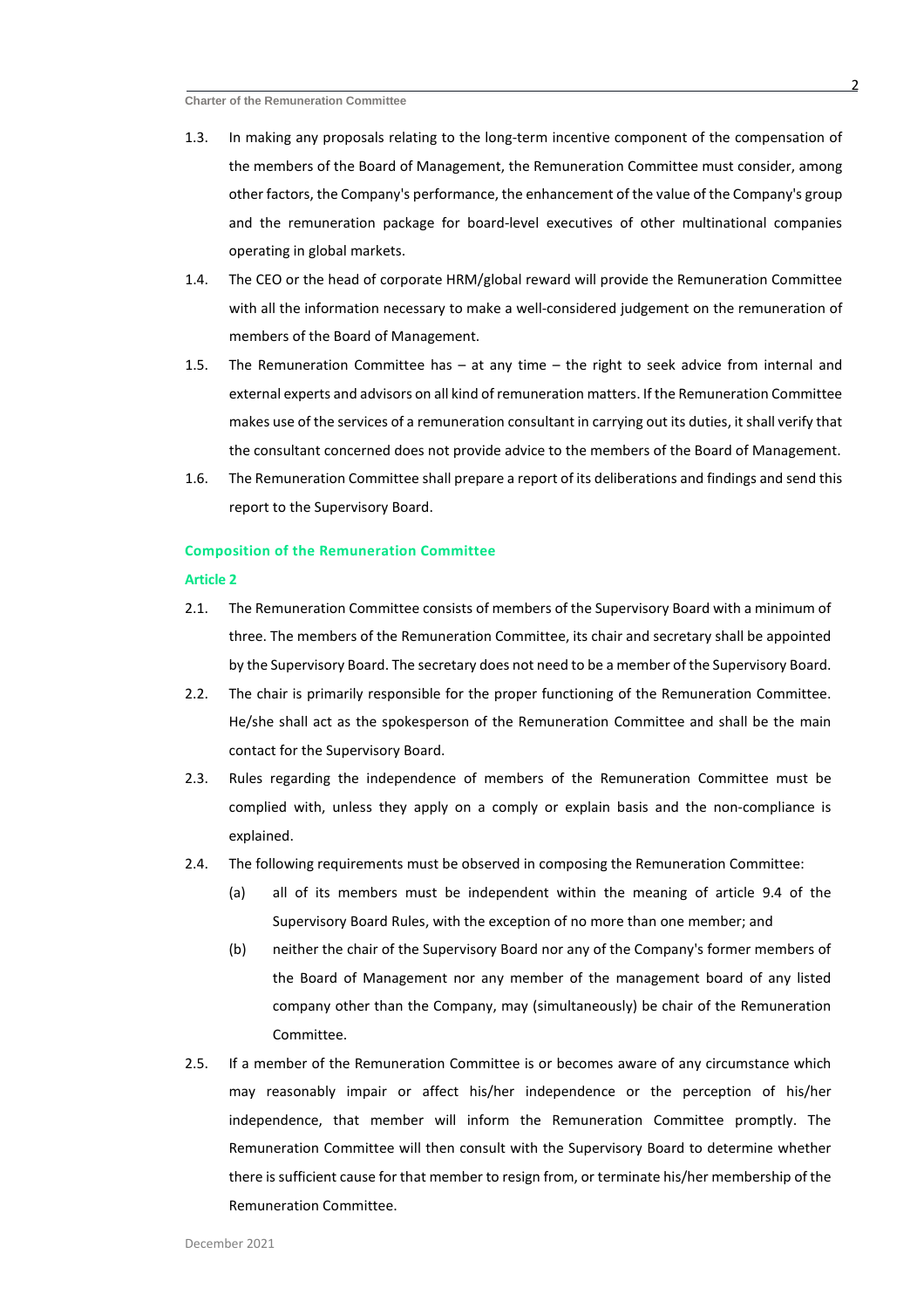1.3. In making any proposals relating to the long-term incentive component of the compensation of the members of the Board of Management, the Remuneration Committee must consider, among other factors, the Company's performance, the enhancement of the value of the Company's group and the remuneration package for board-level executives of other multinational companies operating in global markets.

1.4. The CEO or the head of corporate HRM/global reward will provide the Remuneration Committee with all the information necessary to make a well-considered judgement on the remuneration of members of the Board of Management.

1.5. The Remuneration Committee has – at any time – the right to seek advice from internal and external experts and advisors on all kind of remuneration matters. If the Remuneration Committee makes use of the services of a remuneration consultant in carrying out its duties, it shall verify that the consultant concerned does not provide advice to the members of the Board of Management.

1.6. The Remuneration Committee shall prepare a report of its deliberations and findings and send this report to the Supervisory Board.

## Composition of the Remuneration Committee

### Article 2

2.1. The Remuneration Committee consists of members of the Supervisory Board with a minimum of three. The members of the Remuneration Committee, its chair and secretary shall be appointed by the Supervisory Board. The secretary does not need to be a member of the Supervisory Board.

2.2. The chair is primarily responsible for the proper functioning of the Remuneration Committee. He/she shall act as the spokesperson of the Remuneration Committee and shall be the main contact for the Supervisory Board.

2.3. Rules regarding the independence of members of the Remuneration Committee must be complied with, unless they apply on a comply or explain basis and the non-compliance is explained.

2.4. The following requirements must be observed in composing the Remuneration Committee:

(a) all of its members must be independent within the meaning of article 9.4 of the Supervisory Board Rules, with the exception of no more than one member; and

(b) neither the chair of the Supervisory Board nor any of the Company's former members of the Board of Management nor any member of the management board of any listed company other than the Company, may (simultaneously) be chair of the Remuneration Committee.

2.5. If a member of the Remuneration Committee is or becomes aware of any circumstance which may reasonably impair or affect his/her independence or the perception of his/her independence, that member will inform the Remuneration Committee promptly. The Remuneration Committee will then consult with the Supervisory Board to determine whether there is sufficient cause for that member to resign from, or terminate his/her membership of the Remuneration Committee.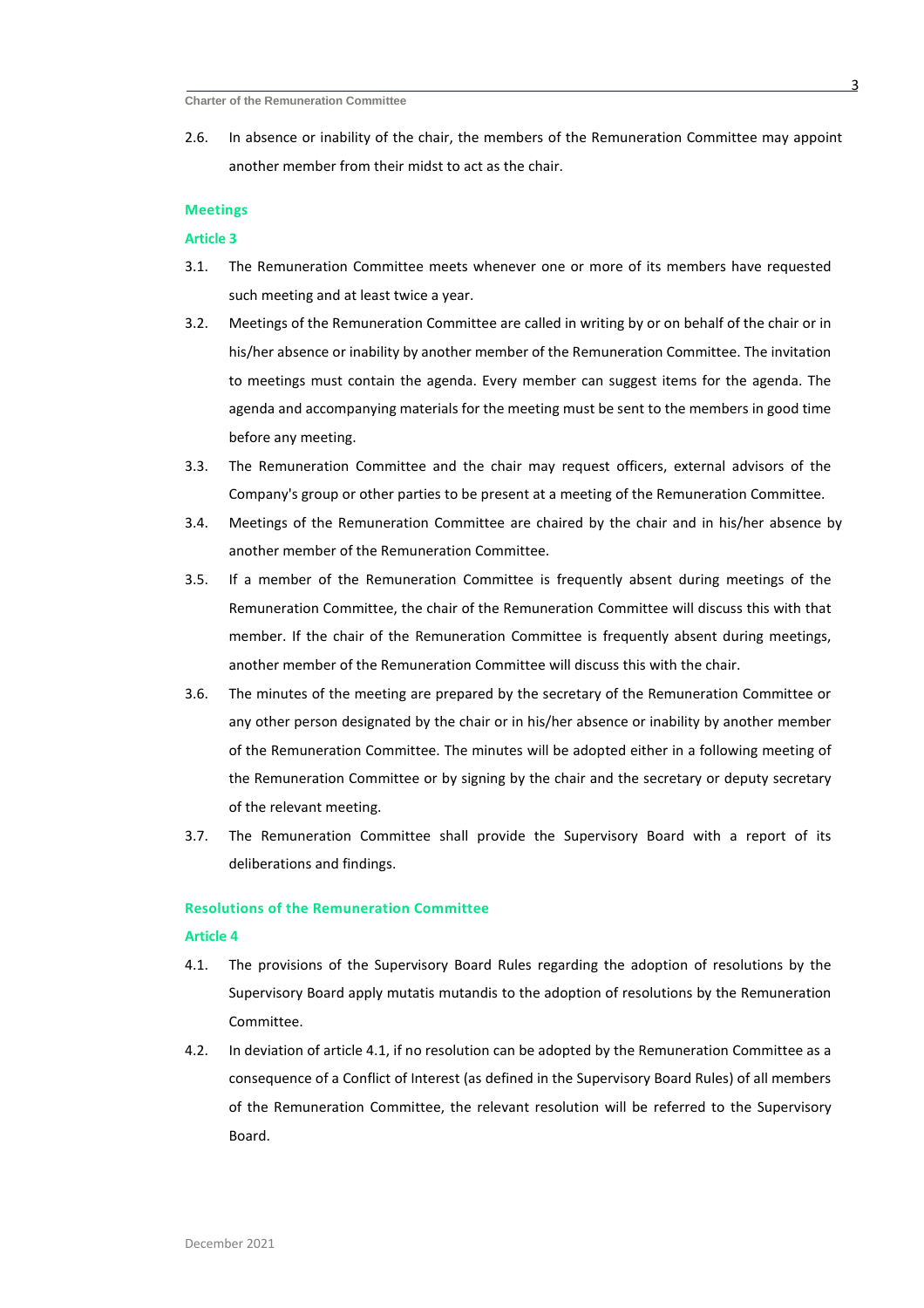2.6. In absence or inability of the chair, the members of the Remuneration Committee may appoint another member from their midst to act as the chair.

## Meetings

### Article 3

3.1. The Remuneration Committee meets whenever one or more of its members have requested such meeting and at least twice a year.

3.2. Meetings of the Remuneration Committee are called in writing by or on behalf of the chair or in his/her absence or inability by another member of the Remuneration Committee. The invitation to meetings must contain the agenda. Every member can suggest items for the agenda. The agenda and accompanying materials for the meeting must be sent to the members in good time before any meeting.

3.3. The Remuneration Committee and the chair may request officers, external advisors of the Company's group or other parties to be present at a meeting of the Remuneration Committee.

3.4. Meetings of the Remuneration Committee are chaired by the chair and in his/her absence by another member of the Remuneration Committee.

3.5. If a member of the Remuneration Committee is frequently absent during meetings of the Remuneration Committee, the chair of the Remuneration Committee will discuss this with that member. If the chair of the Remuneration Committee is frequently absent during meetings, another member of the Remuneration Committee will discuss this with the chair.

3.6. The minutes of the meeting are prepared by the secretary of the Remuneration Committee or any other person designated by the chair or in his/her absence or inability by another member of the Remuneration Committee. The minutes will be adopted either in a following meeting of the Remuneration Committee or by signing by the chair and the secretary or deputy secretary of the relevant meeting.

3.7. The Remuneration Committee shall provide the Supervisory Board with a report of its deliberations and findings.

## Resolutions of the Remuneration Committee

### Article 4

4.1. The provisions of the Supervisory Board Rules regarding the adoption of resolutions by the Supervisory Board apply mutatis mutandis to the adoption of resolutions by the Remuneration Committee.

4.2. In deviation of article 4.1, if no resolution can be adopted by the Remuneration Committee as a consequence of a Conflict of Interest (as defined in the Supervisory Board Rules) of all members of the Remuneration Committee, the relevant resolution will be referred to the Supervisory Board.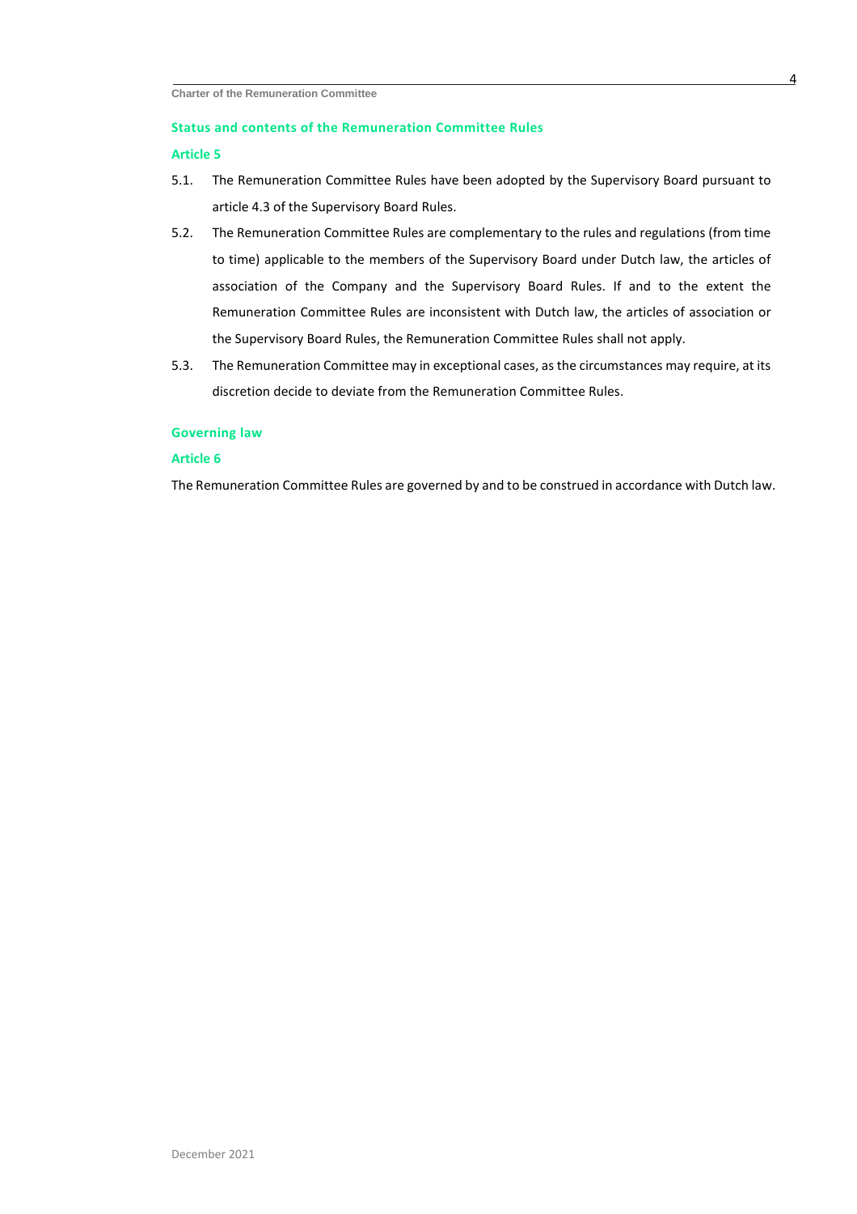## Status and contents of the Remuneration Committee Rules

### Article 5

5.1. The Remuneration Committee Rules have been adopted by the Supervisory Board pursuant to article 4.3 of the Supervisory Board Rules.

5.2. The Remuneration Committee Rules are complementary to the rules and regulations (from time to time) applicable to the members of the Supervisory Board under Dutch law, the articles of association of the Company and the Supervisory Board Rules. If and to the extent the Remuneration Committee Rules are inconsistent with Dutch law, the articles of association or the Supervisory Board Rules, the Remuneration Committee Rules shall not apply.

5.3. The Remuneration Committee may in exceptional cases, as the circumstances may require, at its discretion decide to deviate from the Remuneration Committee Rules.

## Governing law

### Article 6

The Remuneration Committee Rules are governed by and to be construed in accordance with Dutch law.